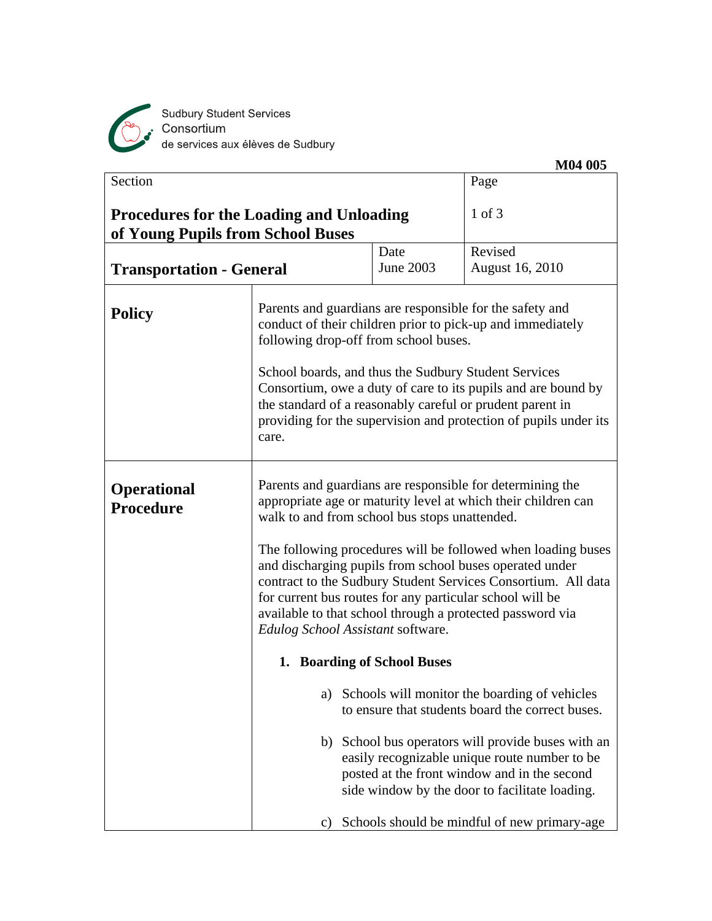Sudbury Student Services Consortium
de services aux élèves de Sudbury

M04 005

| Section | | Page |
|---|---|---|
| **Procedures for the Loading and Unloading of Young Pupils from School Buses** | | 1 of 3 |
| **Transportation - General** | Date June 2003 | Revised August 16, 2010 |

## Policy

Parents and guardians are responsible for the safety and conduct of their children prior to pick-up and immediately following drop-off from school buses.

School boards, and thus the Sudbury Student Services Consortium, owe a duty of care to its pupils and are bound by the standard of a reasonably careful or prudent parent in providing for the supervision and protection of pupils under its care.

## Operational Procedure

Parents and guardians are responsible for determining the appropriate age or maturity level at which their children can walk to and from school bus stops unattended.

The following procedures will be followed when loading buses and discharging pupils from school buses operated under contract to the Sudbury Student Services Consortium. All data for current bus routes for any particular school will be available to that school through a protected password via *Edulog School Assistant* software.

1. **Boarding of School Buses**

   a) Schools will monitor the boarding of vehicles to ensure that students board the correct buses.

   b) School bus operators will provide buses with an easily recognizable unique route number to be posted at the front window and in the second side window by the door to facilitate loading.

   c) Schools should be mindful of new primary-age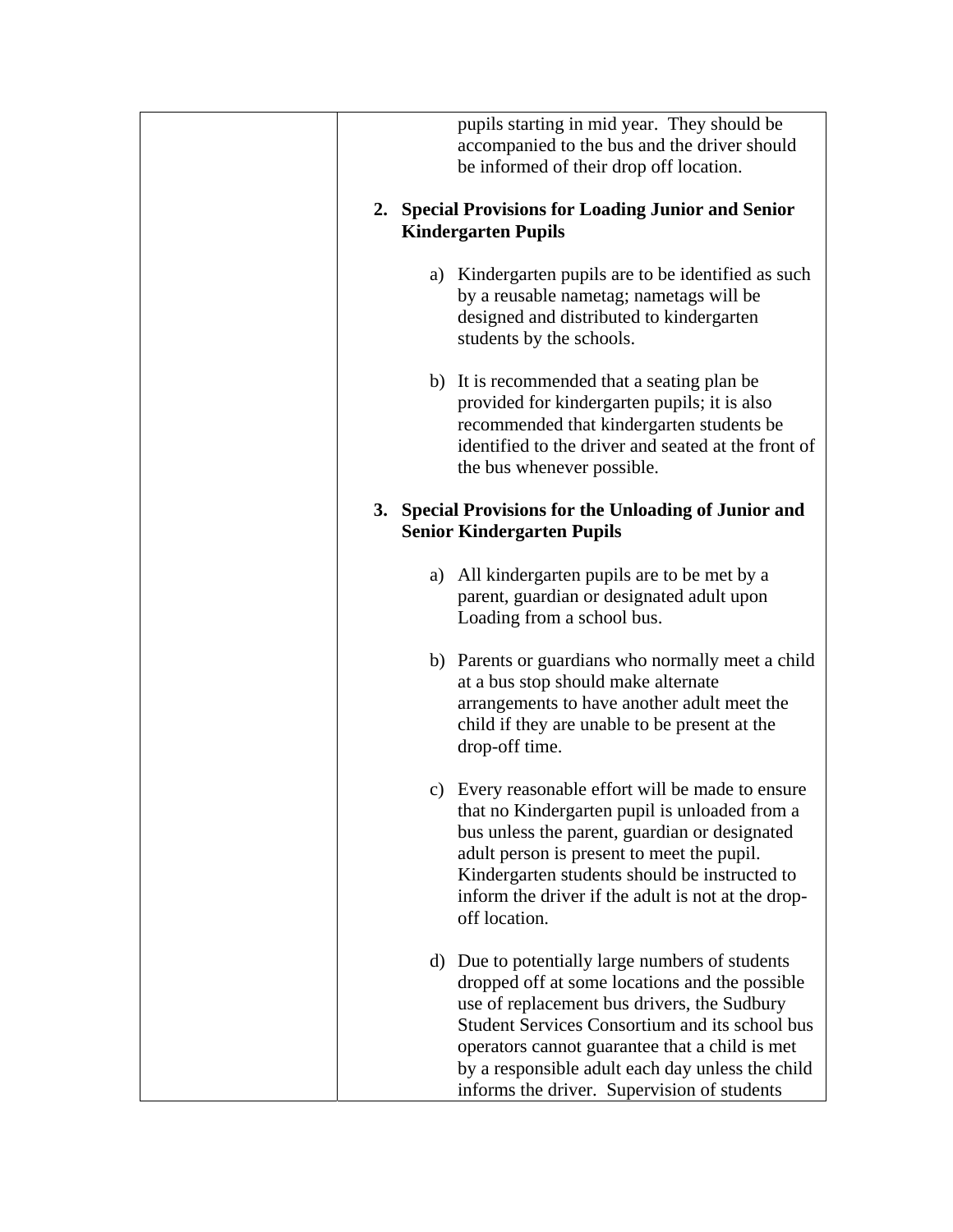| | pupils starting in mid year. They should be accompanied to the bus and the driver should be informed of their drop off location.<br><br>**2. Special Provisions for Loading Junior and Senior Kindergarten Pupils**<br><br>a) Kindergarten pupils are to be identified as such by a reusable nametag; nametags will be designed and distributed to kindergarten students by the schools.<br><br>b) It is recommended that a seating plan be provided for kindergarten pupils; it is also recommended that kindergarten students be identified to the driver and seated at the front of the bus whenever possible.<br><br>**3. Special Provisions for the Unloading of Junior and Senior Kindergarten Pupils**<br><br>a) All kindergarten pupils are to be met by a parent, guardian or designated adult upon Loading from a school bus.<br><br>b) Parents or guardians who normally meet a child at a bus stop should make alternate arrangements to have another adult meet the child if they are unable to be present at the drop-off time.<br><br>c) Every reasonable effort will be made to ensure that no Kindergarten pupil is unloaded from a bus unless the parent, guardian or designated adult person is present to meet the pupil. Kindergarten students should be instructed to inform the driver if the adult is not at the drop-off location.<br><br>d) Due to potentially large numbers of students dropped off at some locations and the possible use of replacement bus drivers, the Sudbury Student Services Consortium and its school bus operators cannot guarantee that a child is met by a responsible adult each day unless the child informs the driver. Supervision of students |
|---|---|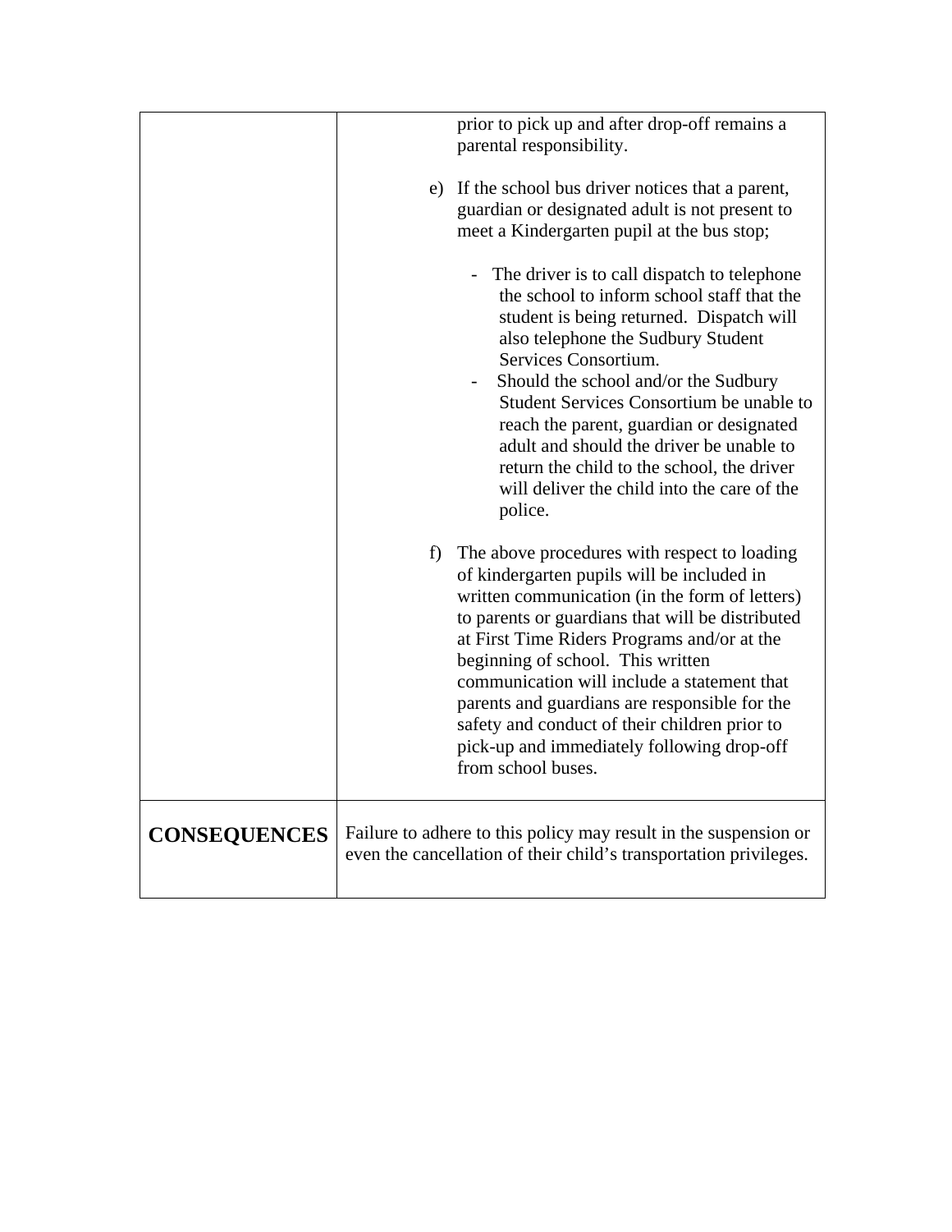| | |
|---|---|
| | prior to pick up and after drop-off remains a parental responsibility.<br><br>e) If the school bus driver notices that a parent, guardian or designated adult is not present to meet a Kindergarten pupil at the bus stop;<br><br>- The driver is to call dispatch to telephone the school to inform school staff that the student is being returned. Dispatch will also telephone the Sudbury Student Services Consortium.<br>- Should the school and/or the Sudbury Student Services Consortium be unable to reach the parent, guardian or designated adult and should the driver be unable to return the child to the school, the driver will deliver the child into the care of the police.<br><br>f) The above procedures with respect to loading of kindergarten pupils will be included in written communication (in the form of letters) to parents or guardians that will be distributed at First Time Riders Programs and/or at the beginning of school. This written communication will include a statement that parents and guardians are responsible for the safety and conduct of their children prior to pick-up and immediately following drop-off from school buses. |
| **CONSEQUENCES** | Failure to adhere to this policy may result in the suspension or even the cancellation of their child's transportation privileges. |